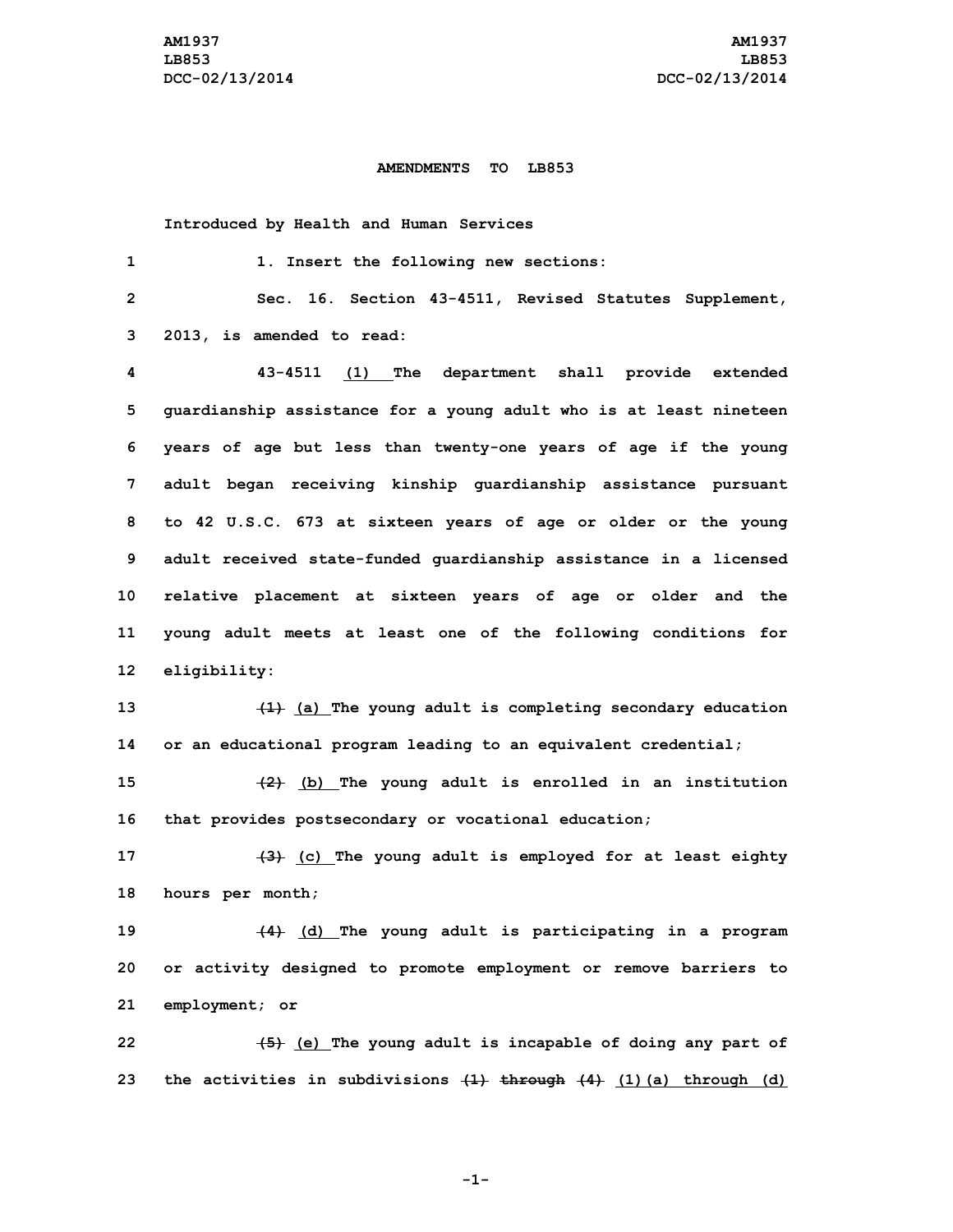AM1937
LB853
DCC-02/13/2014

**AMENDMENTS TO LB853**

**Introduced by Health and Human Services**

1. Insert the following new sections:

Sec. 16. Section 43-4511, Revised Statutes Supplement, 2013, is amended to read:

43-4511 <u>(1)</u> The department shall provide extended guardianship assistance for a young adult who is at least nineteen years of age but less than twenty-one years of age if the young adult began receiving kinship guardianship assistance pursuant to 42 U.S.C. 673 at sixteen years of age or older or the young adult received state-funded guardianship assistance in a licensed relative placement at sixteen years of age or older and the young adult meets at least one of the following conditions for eligibility:

~~(1)~~ <u>(a)</u> The young adult is completing secondary education or an educational program leading to an equivalent credential;

~~(2)~~ <u>(b)</u> The young adult is enrolled in an institution that provides postsecondary or vocational education;

~~(3)~~ <u>(c)</u> The young adult is employed for at least eighty hours per month;

~~(4)~~ <u>(d)</u> The young adult is participating in a program or activity designed to promote employment or remove barriers to employment; or

~~(5)~~ <u>(e)</u> The young adult is incapable of doing any part of the activities in subdivisions ~~(1) through (4)~~ <u>(1)(a) through (d)</u>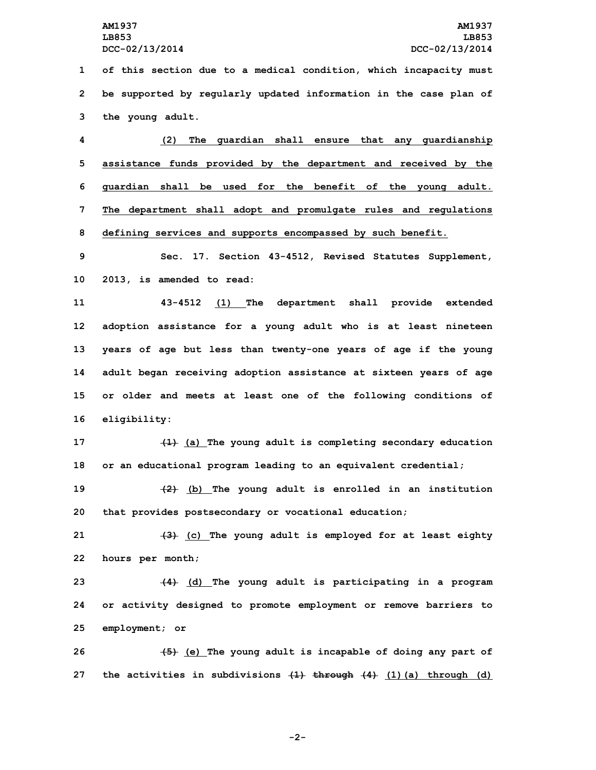of this section due to a medical condition, which incapacity must be supported by regularly updated information in the case plan of the young adult.

(2) The guardian shall ensure that any guardianship assistance funds provided by the department and received by the guardian shall be used for the benefit of the young adult. The department shall adopt and promulgate rules and regulations defining services and supports encompassed by such benefit.

Sec. 17. Section 43-4512, Revised Statutes Supplement, 2013, is amended to read:

43-4512 (1) The department shall provide extended adoption assistance for a young adult who is at least nineteen years of age but less than twenty-one years of age if the young adult began receiving adoption assistance at sixteen years of age or older and meets at least one of the following conditions of eligibility:

~~(1)~~ (a) The young adult is completing secondary education or an educational program leading to an equivalent credential;

~~(2)~~ (b) The young adult is enrolled in an institution that provides postsecondary or vocational education;

~~(3)~~ (c) The young adult is employed for at least eighty hours per month;

~~(4)~~ (d) The young adult is participating in a program or activity designed to promote employment or remove barriers to employment; or

~~(5)~~ (e) The young adult is incapable of doing any part of the activities in subdivisions ~~(1) through (4)~~ (1)(a) through (d)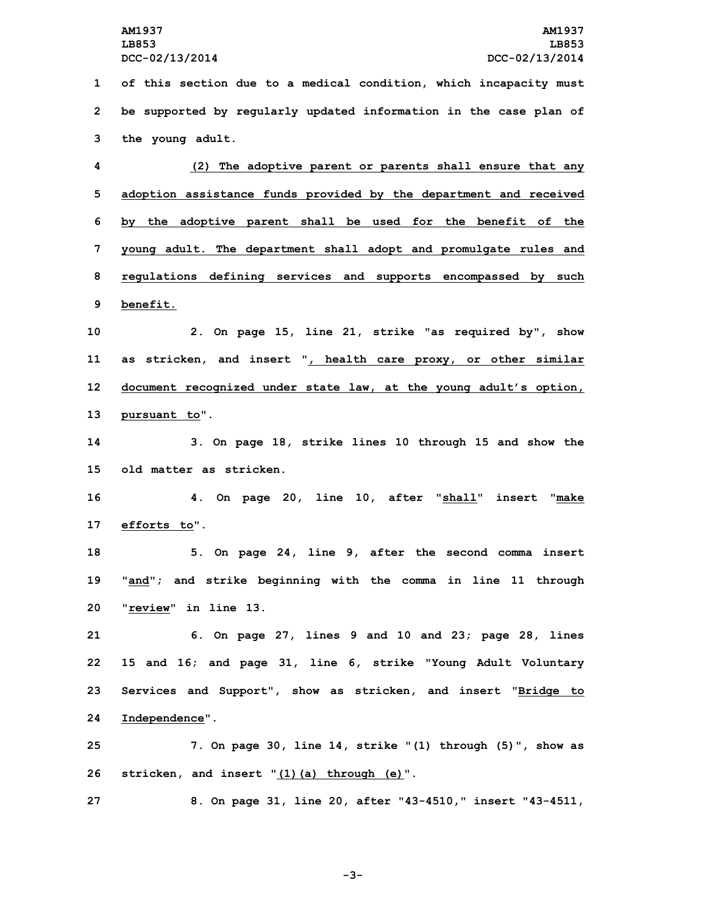of this section due to a medical condition, which incapacity must be supported by regularly updated information in the case plan of the young adult.

(2) The adoptive parent or parents shall ensure that any adoption assistance funds provided by the department and received by the adoptive parent shall be used for the benefit of the young adult. The department shall adopt and promulgate rules and regulations defining services and supports encompassed by such benefit.

2. On page 15, line 21, strike "as required by", show as stricken, and insert ", health care proxy, or other similar document recognized under state law, at the young adult's option, pursuant to".

3. On page 18, strike lines 10 through 15 and show the old matter as stricken.

4. On page 20, line 10, after "shall" insert "make efforts to".

5. On page 24, line 9, after the second comma insert "and"; and strike beginning with the comma in line 11 through "review" in line 13.

6. On page 27, lines 9 and 10 and 23; page 28, lines 15 and 16; and page 31, line 6, strike "Young Adult Voluntary Services and Support", show as stricken, and insert "Bridge to Independence".

7. On page 30, line 14, strike "(1) through (5)", show as stricken, and insert "(1)(a) through (e)".

8. On page 31, line 20, after "43-4510," insert "43-4511,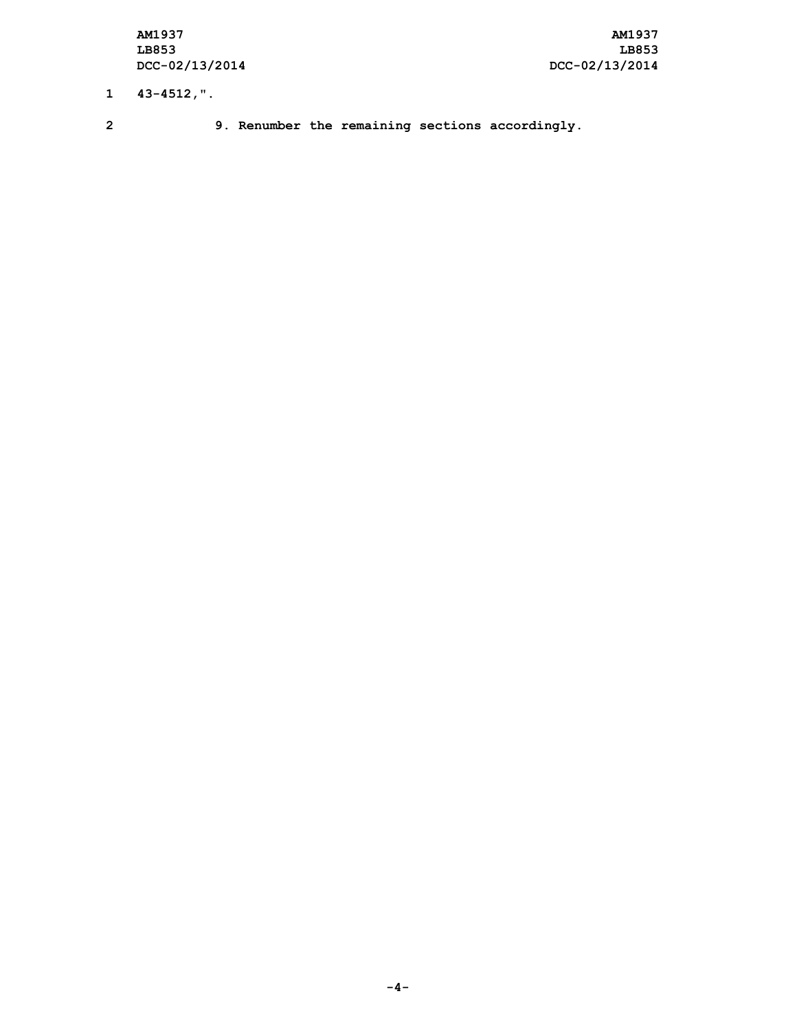1 43-4512,".

2 9. Renumber the remaining sections accordingly.